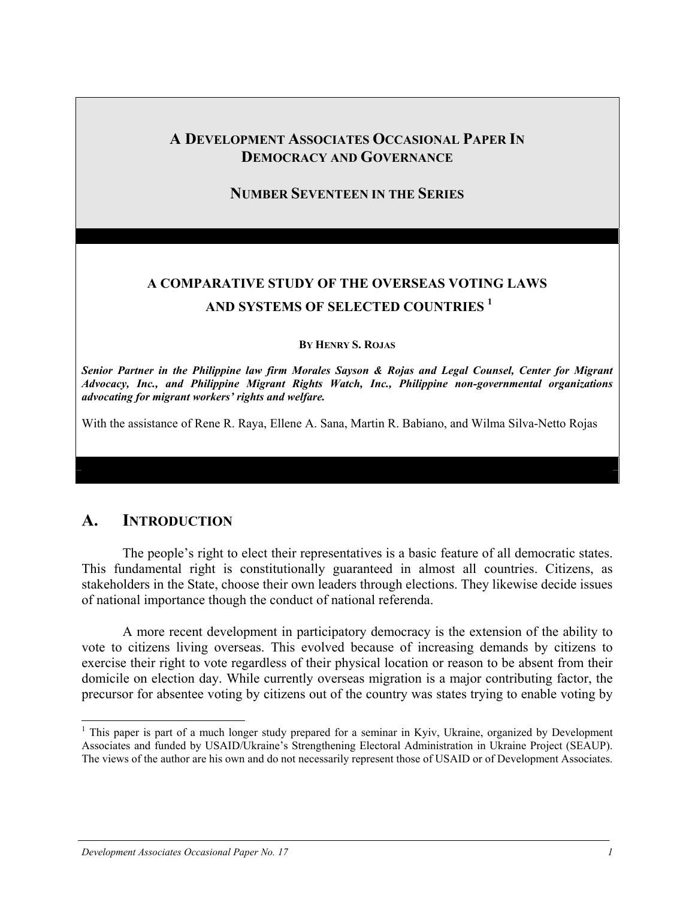**A DEVELOPMENT ASSOCIATES OCCASIONAL PAPER IN DEMOCRACY AND GOVERNANCE**

**NUMBER SEVENTEEN IN THE SERIES**

# A COMPARATIVE STUDY OF THE OVERSEAS VOTING LAWS AND SYSTEMS OF SELECTED COUNTRIES [1]

**BY HENRY S. ROJAS**

***Senior Partner in the Philippine law firm Morales Sayson & Rojas and Legal Counsel, Center for Migrant Advocacy, Inc., and Philippine Migrant Rights Watch, Inc., Philippine non-governmental organizations advocating for migrant workers' rights and welfare.***

With the assistance of Rene R. Raya, Ellene A. Sana, Martin R. Babiano, and Wilma Silva-Netto Rojas

## A. INTRODUCTION

The people's right to elect their representatives is a basic feature of all democratic states. This fundamental right is constitutionally guaranteed in almost all countries. Citizens, as stakeholders in the State, choose their own leaders through elections. They likewise decide issues of national importance though the conduct of national referenda.

A more recent development in participatory democracy is the extension of the ability to vote to citizens living overseas. This evolved because of increasing demands by citizens to exercise their right to vote regardless of their physical location or reason to be absent from their domicile on election day. While currently overseas migration is a major contributing factor, the precursor for absentee voting by citizens out of the country was states trying to enable voting by

---

[1] This paper is part of a much longer study prepared for a seminar in Kyiv, Ukraine, organized by Development Associates and funded by USAID/Ukraine's Strengthening Electoral Administration in Ukraine Project (SEAUP). The views of the author are his own and do not necessarily represent those of USAID or of Development Associates.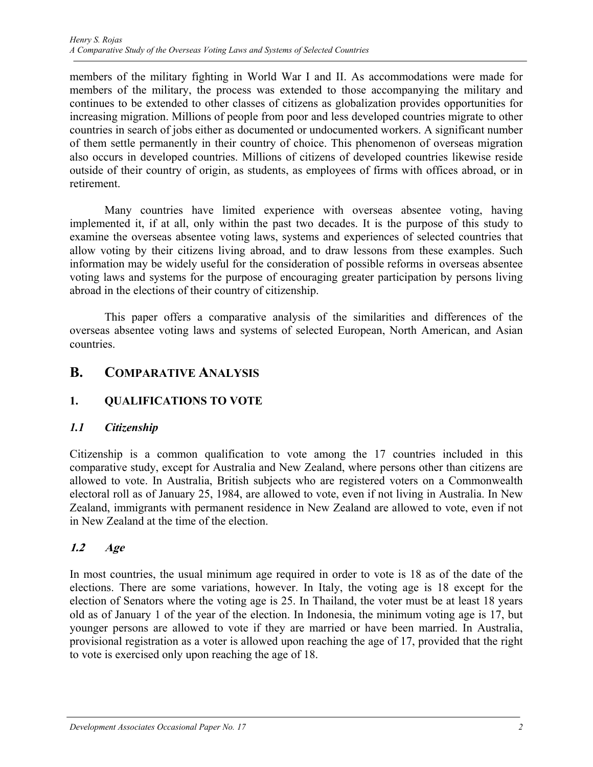members of the military fighting in World War I and II. As accommodations were made for members of the military, the process was extended to those accompanying the military and continues to be extended to other classes of citizens as globalization provides opportunities for increasing migration. Millions of people from poor and less developed countries migrate to other countries in search of jobs either as documented or undocumented workers. A significant number of them settle permanently in their country of choice. This phenomenon of overseas migration also occurs in developed countries. Millions of citizens of developed countries likewise reside outside of their country of origin, as students, as employees of firms with offices abroad, or in retirement.

Many countries have limited experience with overseas absentee voting, having implemented it, if at all, only within the past two decades. It is the purpose of this study to examine the overseas absentee voting laws, systems and experiences of selected countries that allow voting by their citizens living abroad, and to draw lessons from these examples. Such information may be widely useful for the consideration of possible reforms in overseas absentee voting laws and systems for the purpose of encouraging greater participation by persons living abroad in the elections of their country of citizenship.

This paper offers a comparative analysis of the similarities and differences of the overseas absentee voting laws and systems of selected European, North American, and Asian countries.

## B. COMPARATIVE ANALYSIS

### 1. QUALIFICATIONS TO VOTE

#### *1.1 Citizenship*

Citizenship is a common qualification to vote among the 17 countries included in this comparative study, except for Australia and New Zealand, where persons other than citizens are allowed to vote. In Australia, British subjects who are registered voters on a Commonwealth electoral roll as of January 25, 1984, are allowed to vote, even if not living in Australia. In New Zealand, immigrants with permanent residence in New Zealand are allowed to vote, even if not in New Zealand at the time of the election.

#### *1.2 Age*

In most countries, the usual minimum age required in order to vote is 18 as of the date of the elections. There are some variations, however. In Italy, the voting age is 18 except for the election of Senators where the voting age is 25. In Thailand, the voter must be at least 18 years old as of January 1 of the year of the election. In Indonesia, the minimum voting age is 17, but younger persons are allowed to vote if they are married or have been married. In Australia, provisional registration as a voter is allowed upon reaching the age of 17, provided that the right to vote is exercised only upon reaching the age of 18.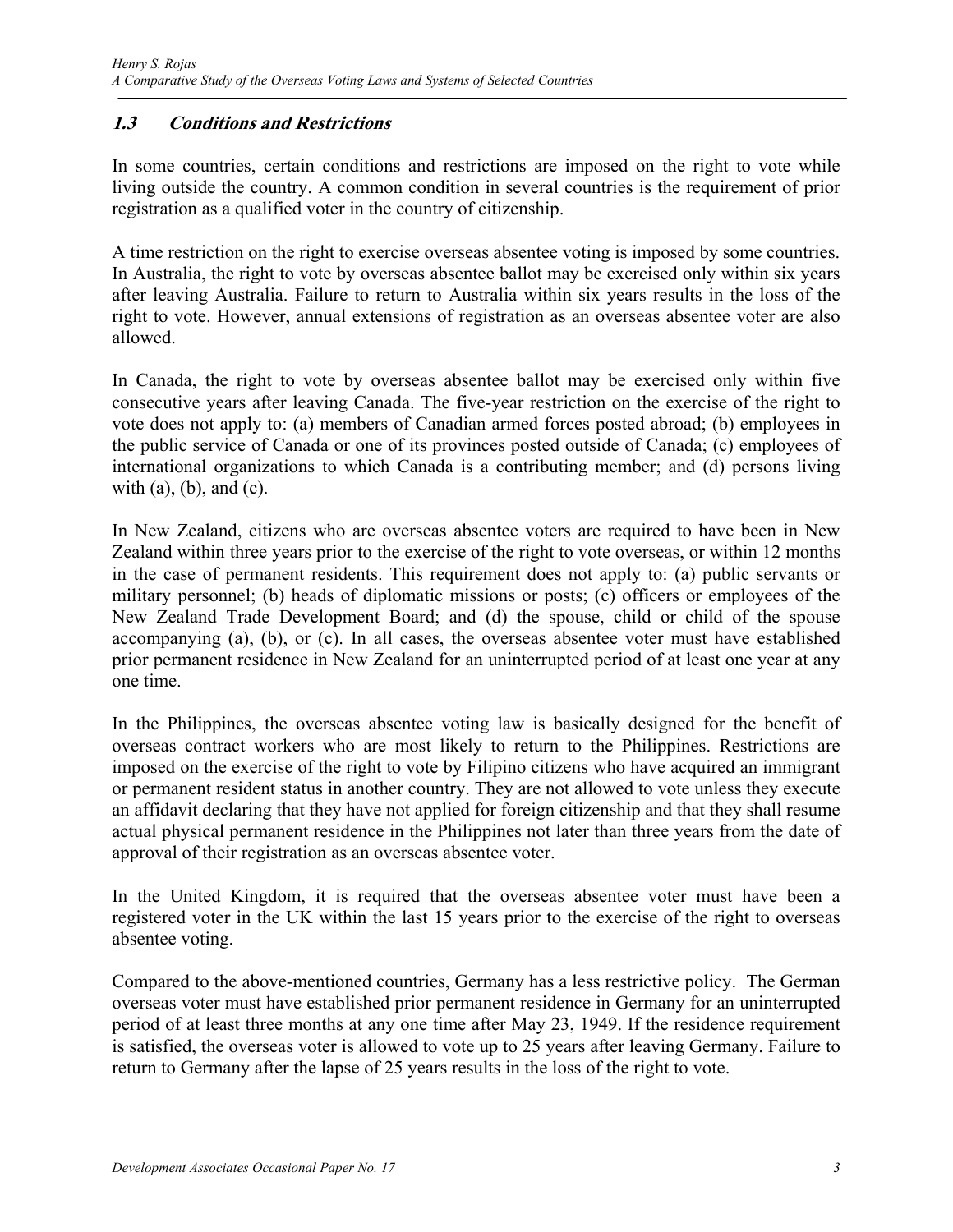### *1.3 Conditions and Restrictions*

In some countries, certain conditions and restrictions are imposed on the right to vote while living outside the country. A common condition in several countries is the requirement of prior registration as a qualified voter in the country of citizenship.

A time restriction on the right to exercise overseas absentee voting is imposed by some countries. In Australia, the right to vote by overseas absentee ballot may be exercised only within six years after leaving Australia. Failure to return to Australia within six years results in the loss of the right to vote. However, annual extensions of registration as an overseas absentee voter are also allowed.

In Canada, the right to vote by overseas absentee ballot may be exercised only within five consecutive years after leaving Canada. The five-year restriction on the exercise of the right to vote does not apply to: (a) members of Canadian armed forces posted abroad; (b) employees in the public service of Canada or one of its provinces posted outside of Canada; (c) employees of international organizations to which Canada is a contributing member; and (d) persons living with (a), (b), and (c).

In New Zealand, citizens who are overseas absentee voters are required to have been in New Zealand within three years prior to the exercise of the right to vote overseas, or within 12 months in the case of permanent residents. This requirement does not apply to: (a) public servants or military personnel; (b) heads of diplomatic missions or posts; (c) officers or employees of the New Zealand Trade Development Board; and (d) the spouse, child or child of the spouse accompanying (a), (b), or (c). In all cases, the overseas absentee voter must have established prior permanent residence in New Zealand for an uninterrupted period of at least one year at any one time.

In the Philippines, the overseas absentee voting law is basically designed for the benefit of overseas contract workers who are most likely to return to the Philippines. Restrictions are imposed on the exercise of the right to vote by Filipino citizens who have acquired an immigrant or permanent resident status in another country. They are not allowed to vote unless they execute an affidavit declaring that they have not applied for foreign citizenship and that they shall resume actual physical permanent residence in the Philippines not later than three years from the date of approval of their registration as an overseas absentee voter.

In the United Kingdom, it is required that the overseas absentee voter must have been a registered voter in the UK within the last 15 years prior to the exercise of the right to overseas absentee voting.

Compared to the above-mentioned countries, Germany has a less restrictive policy. The German overseas voter must have established prior permanent residence in Germany for an uninterrupted period of at least three months at any one time after May 23, 1949. If the residence requirement is satisfied, the overseas voter is allowed to vote up to 25 years after leaving Germany. Failure to return to Germany after the lapse of 25 years results in the loss of the right to vote.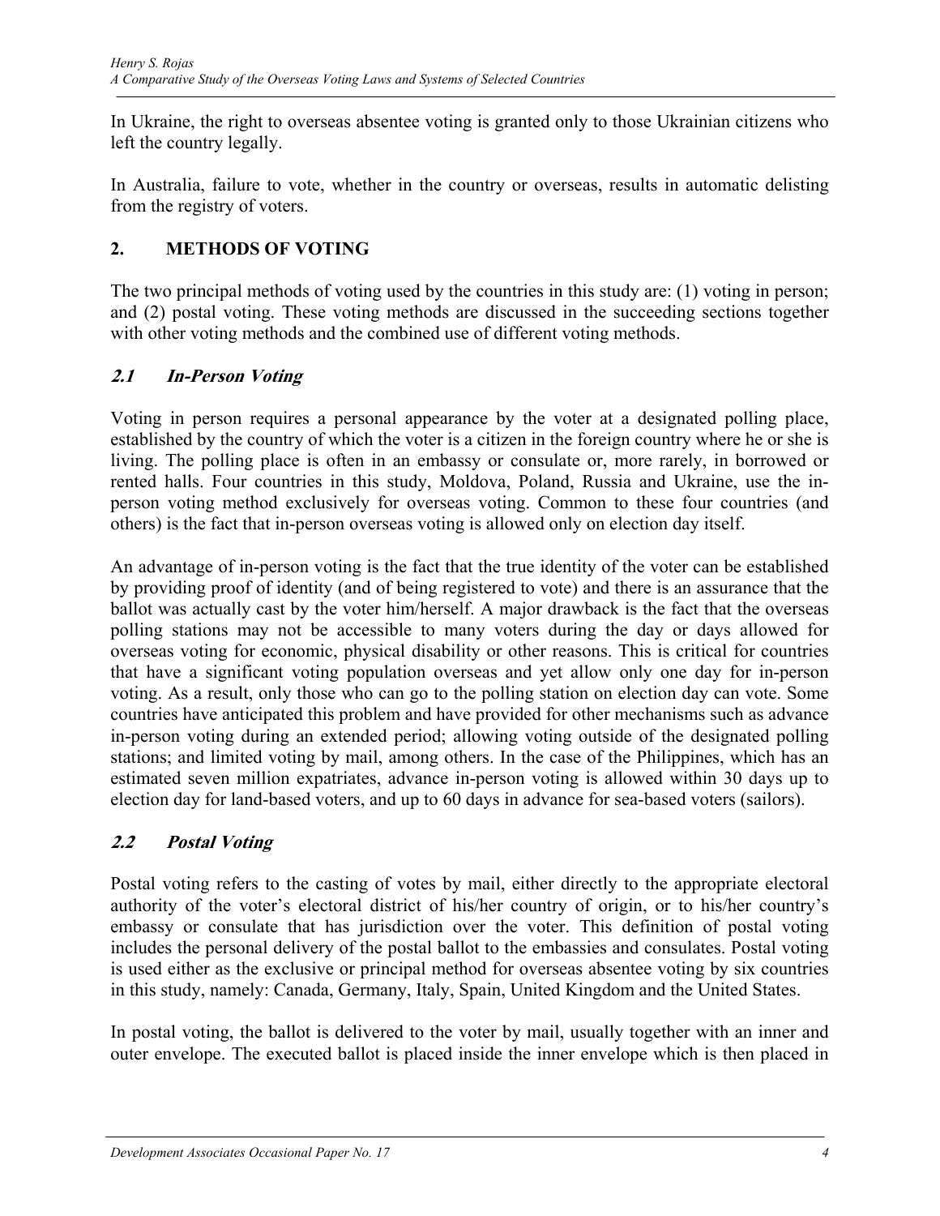In Ukraine, the right to overseas absentee voting is granted only to those Ukrainian citizens who left the country legally.

In Australia, failure to vote, whether in the country or overseas, results in automatic delisting from the registry of voters.

## 2. METHODS OF VOTING

The two principal methods of voting used by the countries in this study are: (1) voting in person; and (2) postal voting. These voting methods are discussed in the succeeding sections together with other voting methods and the combined use of different voting methods.

### *2.1 In-Person Voting*

Voting in person requires a personal appearance by the voter at a designated polling place, established by the country of which the voter is a citizen in the foreign country where he or she is living. The polling place is often in an embassy or consulate or, more rarely, in borrowed or rented halls. Four countries in this study, Moldova, Poland, Russia and Ukraine, use the in-person voting method exclusively for overseas voting. Common to these four countries (and others) is the fact that in-person overseas voting is allowed only on election day itself.

An advantage of in-person voting is the fact that the true identity of the voter can be established by providing proof of identity (and of being registered to vote) and there is an assurance that the ballot was actually cast by the voter him/herself. A major drawback is the fact that the overseas polling stations may not be accessible to many voters during the day or days allowed for overseas voting for economic, physical disability or other reasons. This is critical for countries that have a significant voting population overseas and yet allow only one day for in-person voting. As a result, only those who can go to the polling station on election day can vote. Some countries have anticipated this problem and have provided for other mechanisms such as advance in-person voting during an extended period; allowing voting outside of the designated polling stations; and limited voting by mail, among others. In the case of the Philippines, which has an estimated seven million expatriates, advance in-person voting is allowed within 30 days up to election day for land-based voters, and up to 60 days in advance for sea-based voters (sailors).

### *2.2 Postal Voting*

Postal voting refers to the casting of votes by mail, either directly to the appropriate electoral authority of the voter's electoral district of his/her country of origin, or to his/her country's embassy or consulate that has jurisdiction over the voter. This definition of postal voting includes the personal delivery of the postal ballot to the embassies and consulates. Postal voting is used either as the exclusive or principal method for overseas absentee voting by six countries in this study, namely: Canada, Germany, Italy, Spain, United Kingdom and the United States.

In postal voting, the ballot is delivered to the voter by mail, usually together with an inner and outer envelope. The executed ballot is placed inside the inner envelope which is then placed in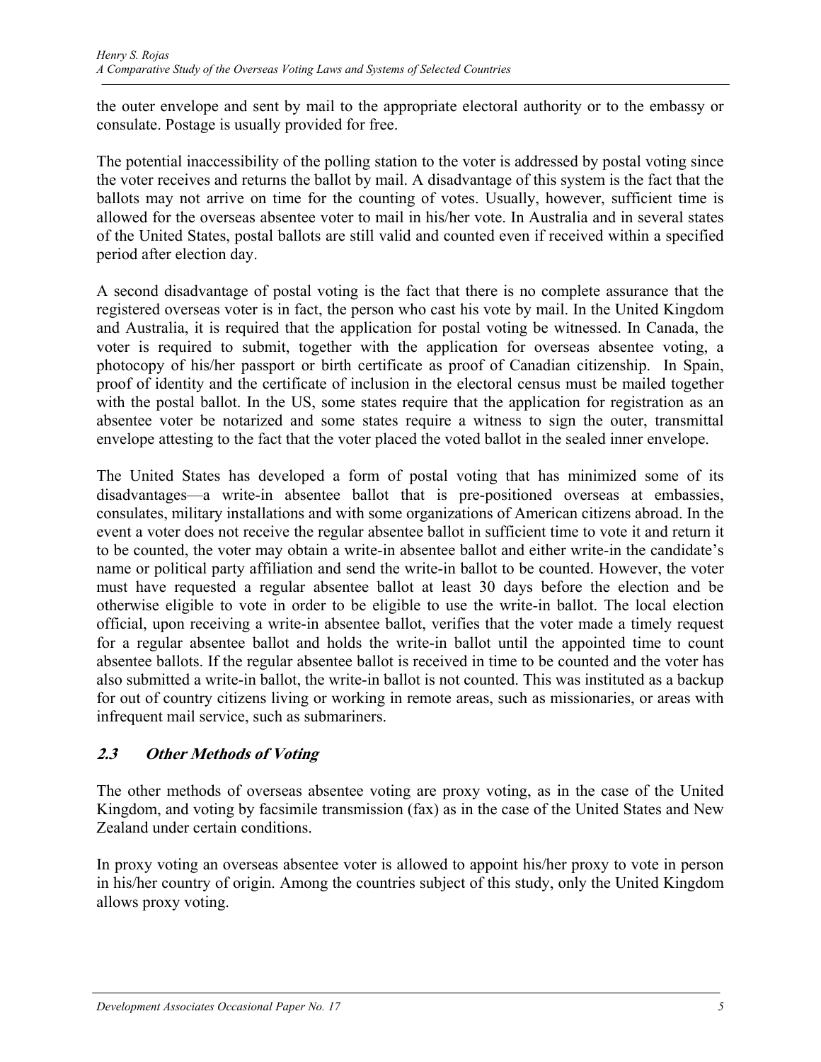the outer envelope and sent by mail to the appropriate electoral authority or to the embassy or consulate. Postage is usually provided for free.

The potential inaccessibility of the polling station to the voter is addressed by postal voting since the voter receives and returns the ballot by mail. A disadvantage of this system is the fact that the ballots may not arrive on time for the counting of votes. Usually, however, sufficient time is allowed for the overseas absentee voter to mail in his/her vote. In Australia and in several states of the United States, postal ballots are still valid and counted even if received within a specified period after election day.

A second disadvantage of postal voting is the fact that there is no complete assurance that the registered overseas voter is in fact, the person who cast his vote by mail. In the United Kingdom and Australia, it is required that the application for postal voting be witnessed. In Canada, the voter is required to submit, together with the application for overseas absentee voting, a photocopy of his/her passport or birth certificate as proof of Canadian citizenship. In Spain, proof of identity and the certificate of inclusion in the electoral census must be mailed together with the postal ballot. In the US, some states require that the application for registration as an absentee voter be notarized and some states require a witness to sign the outer, transmittal envelope attesting to the fact that the voter placed the voted ballot in the sealed inner envelope.

The United States has developed a form of postal voting that has minimized some of its disadvantages—a write-in absentee ballot that is pre-positioned overseas at embassies, consulates, military installations and with some organizations of American citizens abroad. In the event a voter does not receive the regular absentee ballot in sufficient time to vote it and return it to be counted, the voter may obtain a write-in absentee ballot and either write-in the candidate's name or political party affiliation and send the write-in ballot to be counted. However, the voter must have requested a regular absentee ballot at least 30 days before the election and be otherwise eligible to vote in order to be eligible to use the write-in ballot. The local election official, upon receiving a write-in absentee ballot, verifies that the voter made a timely request for a regular absentee ballot and holds the write-in ballot until the appointed time to count absentee ballots. If the regular absentee ballot is received in time to be counted and the voter has also submitted a write-in ballot, the write-in ballot is not counted. This was instituted as a backup for out of country citizens living or working in remote areas, such as missionaries, or areas with infrequent mail service, such as submariners.

## *2.3 Other Methods of Voting*

The other methods of overseas absentee voting are proxy voting, as in the case of the United Kingdom, and voting by facsimile transmission (fax) as in the case of the United States and New Zealand under certain conditions.

In proxy voting an overseas absentee voter is allowed to appoint his/her proxy to vote in person in his/her country of origin. Among the countries subject of this study, only the United Kingdom allows proxy voting.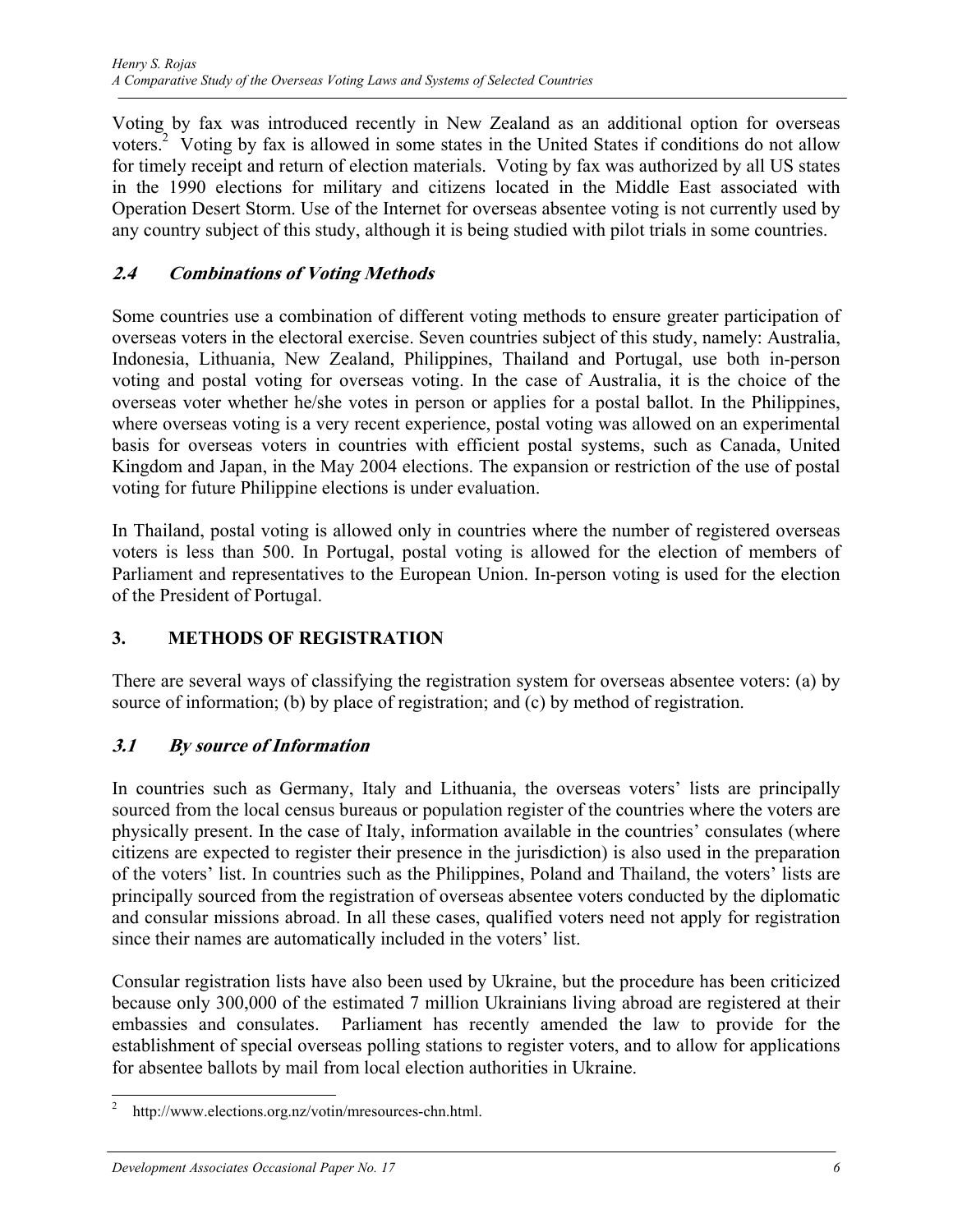Voting by fax was introduced recently in New Zealand as an additional option for overseas voters.[2] Voting by fax is allowed in some states in the United States if conditions do not allow for timely receipt and return of election materials. Voting by fax was authorized by all US states in the 1990 elections for military and citizens located in the Middle East associated with Operation Desert Storm. Use of the Internet for overseas absentee voting is not currently used by any country subject of this study, although it is being studied with pilot trials in some countries.

## *2.4 Combinations of Voting Methods*

Some countries use a combination of different voting methods to ensure greater participation of overseas voters in the electoral exercise. Seven countries subject of this study, namely: Australia, Indonesia, Lithuania, New Zealand, Philippines, Thailand and Portugal, use both in-person voting and postal voting for overseas voting. In the case of Australia, it is the choice of the overseas voter whether he/she votes in person or applies for a postal ballot. In the Philippines, where overseas voting is a very recent experience, postal voting was allowed on an experimental basis for overseas voters in countries with efficient postal systems, such as Canada, United Kingdom and Japan, in the May 2004 elections. The expansion or restriction of the use of postal voting for future Philippine elections is under evaluation.

In Thailand, postal voting is allowed only in countries where the number of registered overseas voters is less than 500. In Portugal, postal voting is allowed for the election of members of Parliament and representatives to the European Union. In-person voting is used for the election of the President of Portugal.

# 3. METHODS OF REGISTRATION

There are several ways of classifying the registration system for overseas absentee voters: (a) by source of information; (b) by place of registration; and (c) by method of registration.

## *3.1 By source of Information*

In countries such as Germany, Italy and Lithuania, the overseas voters' lists are principally sourced from the local census bureaus or population register of the countries where the voters are physically present. In the case of Italy, information available in the countries' consulates (where citizens are expected to register their presence in the jurisdiction) is also used in the preparation of the voters' list. In countries such as the Philippines, Poland and Thailand, the voters' lists are principally sourced from the registration of overseas absentee voters conducted by the diplomatic and consular missions abroad. In all these cases, qualified voters need not apply for registration since their names are automatically included in the voters' list.

Consular registration lists have also been used by Ukraine, but the procedure has been criticized because only 300,000 of the estimated 7 million Ukrainians living abroad are registered at their embassies and consulates. Parliament has recently amended the law to provide for the establishment of special overseas polling stations to register voters, and to allow for applications for absentee ballots by mail from local election authorities in Ukraine.

[2] http://www.elections.org.nz/votin/mresources-chn.html.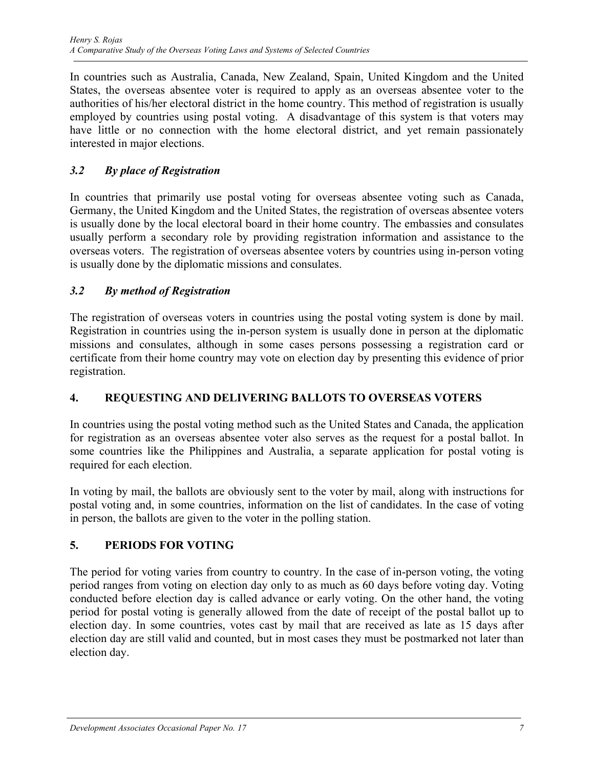In countries such as Australia, Canada, New Zealand, Spain, United Kingdom and the United States, the overseas absentee voter is required to apply as an overseas absentee voter to the authorities of his/her electoral district in the home country. This method of registration is usually employed by countries using postal voting. A disadvantage of this system is that voters may have little or no connection with the home electoral district, and yet remain passionately interested in major elections.

### *3.2 By place of Registration*

In countries that primarily use postal voting for overseas absentee voting such as Canada, Germany, the United Kingdom and the United States, the registration of overseas absentee voters is usually done by the local electoral board in their home country. The embassies and consulates usually perform a secondary role by providing registration information and assistance to the overseas voters. The registration of overseas absentee voters by countries using in-person voting is usually done by the diplomatic missions and consulates.

### *3.2 By method of Registration*

The registration of overseas voters in countries using the postal voting system is done by mail. Registration in countries using the in-person system is usually done in person at the diplomatic missions and consulates, although in some cases persons possessing a registration card or certificate from their home country may vote on election day by presenting this evidence of prior registration.

## 4. REQUESTING AND DELIVERING BALLOTS TO OVERSEAS VOTERS

In countries using the postal voting method such as the United States and Canada, the application for registration as an overseas absentee voter also serves as the request for a postal ballot. In some countries like the Philippines and Australia, a separate application for postal voting is required for each election.

In voting by mail, the ballots are obviously sent to the voter by mail, along with instructions for postal voting and, in some countries, information on the list of candidates. In the case of voting in person, the ballots are given to the voter in the polling station.

## 5. PERIODS FOR VOTING

The period for voting varies from country to country. In the case of in-person voting, the voting period ranges from voting on election day only to as much as 60 days before voting day. Voting conducted before election day is called advance or early voting. On the other hand, the voting period for postal voting is generally allowed from the date of receipt of the postal ballot up to election day. In some countries, votes cast by mail that are received as late as 15 days after election day are still valid and counted, but in most cases they must be postmarked not later than election day.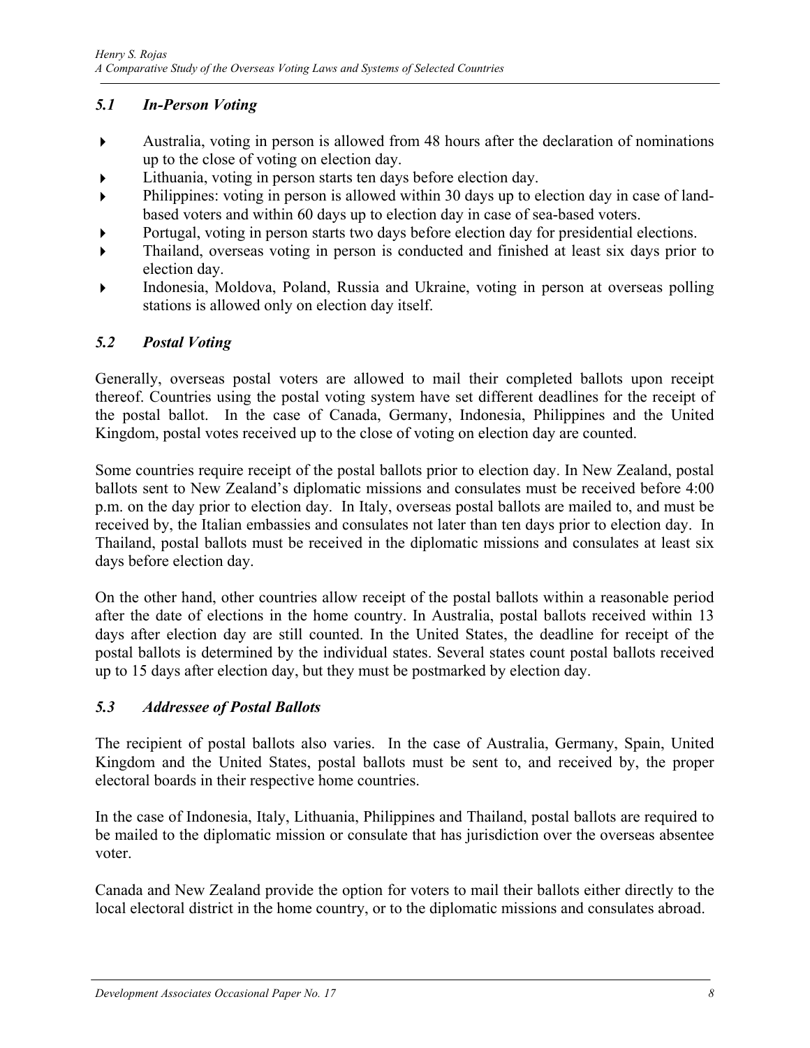### *5.1 In-Person Voting*

- Australia, voting in person is allowed from 48 hours after the declaration of nominations up to the close of voting on election day.
- Lithuania, voting in person starts ten days before election day.
- Philippines: voting in person is allowed within 30 days up to election day in case of land-based voters and within 60 days up to election day in case of sea-based voters.
- Portugal, voting in person starts two days before election day for presidential elections.
- Thailand, overseas voting in person is conducted and finished at least six days prior to election day.
- Indonesia, Moldova, Poland, Russia and Ukraine, voting in person at overseas polling stations is allowed only on election day itself.

### *5.2 Postal Voting*

Generally, overseas postal voters are allowed to mail their completed ballots upon receipt thereof. Countries using the postal voting system have set different deadlines for the receipt of the postal ballot. In the case of Canada, Germany, Indonesia, Philippines and the United Kingdom, postal votes received up to the close of voting on election day are counted.

Some countries require receipt of the postal ballots prior to election day. In New Zealand, postal ballots sent to New Zealand's diplomatic missions and consulates must be received before 4:00 p.m. on the day prior to election day. In Italy, overseas postal ballots are mailed to, and must be received by, the Italian embassies and consulates not later than ten days prior to election day. In Thailand, postal ballots must be received in the diplomatic missions and consulates at least six days before election day.

On the other hand, other countries allow receipt of the postal ballots within a reasonable period after the date of elections in the home country. In Australia, postal ballots received within 13 days after election day are still counted. In the United States, the deadline for receipt of the postal ballots is determined by the individual states. Several states count postal ballots received up to 15 days after election day, but they must be postmarked by election day.

### *5.3 Addressee of Postal Ballots*

The recipient of postal ballots also varies. In the case of Australia, Germany, Spain, United Kingdom and the United States, postal ballots must be sent to, and received by, the proper electoral boards in their respective home countries.

In the case of Indonesia, Italy, Lithuania, Philippines and Thailand, postal ballots are required to be mailed to the diplomatic mission or consulate that has jurisdiction over the overseas absentee voter.

Canada and New Zealand provide the option for voters to mail their ballots either directly to the local electoral district in the home country, or to the diplomatic missions and consulates abroad.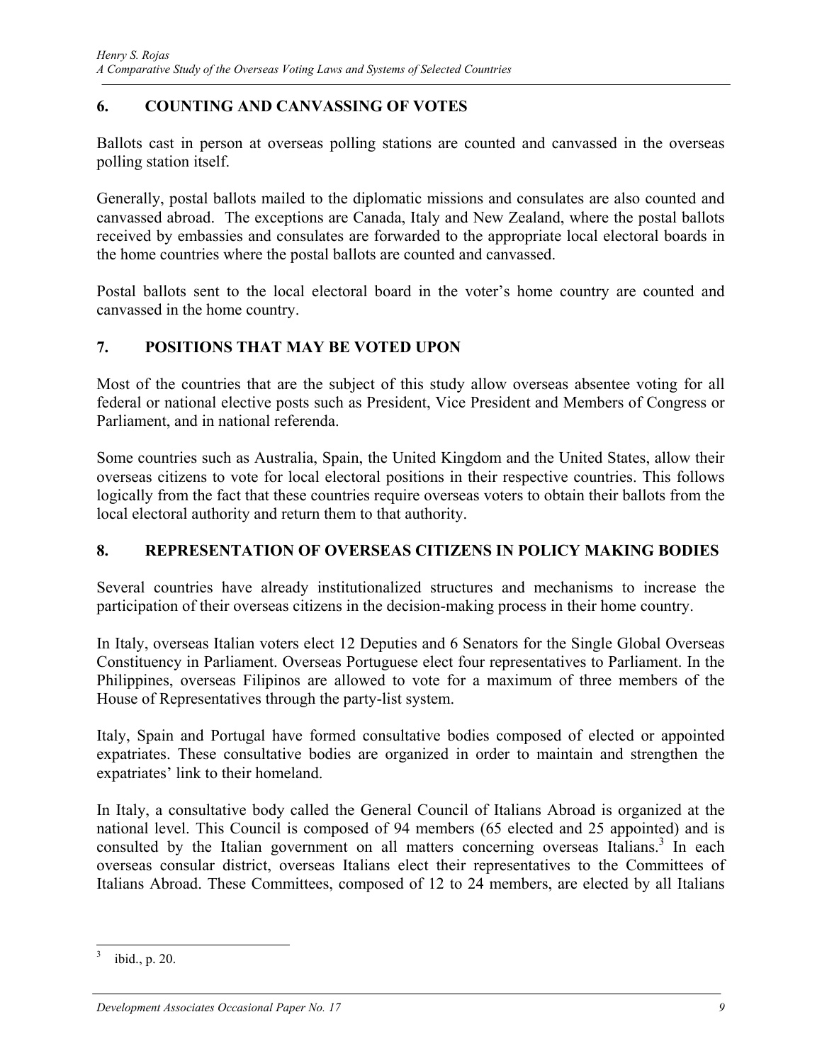## 6. COUNTING AND CANVASSING OF VOTES

Ballots cast in person at overseas polling stations are counted and canvassed in the overseas polling station itself.

Generally, postal ballots mailed to the diplomatic missions and consulates are also counted and canvassed abroad. The exceptions are Canada, Italy and New Zealand, where the postal ballots received by embassies and consulates are forwarded to the appropriate local electoral boards in the home countries where the postal ballots are counted and canvassed.

Postal ballots sent to the local electoral board in the voter's home country are counted and canvassed in the home country.

## 7. POSITIONS THAT MAY BE VOTED UPON

Most of the countries that are the subject of this study allow overseas absentee voting for all federal or national elective posts such as President, Vice President and Members of Congress or Parliament, and in national referenda.

Some countries such as Australia, Spain, the United Kingdom and the United States, allow their overseas citizens to vote for local electoral positions in their respective countries. This follows logically from the fact that these countries require overseas voters to obtain their ballots from the local electoral authority and return them to that authority.

## 8. REPRESENTATION OF OVERSEAS CITIZENS IN POLICY MAKING BODIES

Several countries have already institutionalized structures and mechanisms to increase the participation of their overseas citizens in the decision-making process in their home country.

In Italy, overseas Italian voters elect 12 Deputies and 6 Senators for the Single Global Overseas Constituency in Parliament. Overseas Portuguese elect four representatives to Parliament. In the Philippines, overseas Filipinos are allowed to vote for a maximum of three members of the House of Representatives through the party-list system.

Italy, Spain and Portugal have formed consultative bodies composed of elected or appointed expatriates. These consultative bodies are organized in order to maintain and strengthen the expatriates' link to their homeland.

In Italy, a consultative body called the General Council of Italians Abroad is organized at the national level. This Council is composed of 94 members (65 elected and 25 appointed) and is consulted by the Italian government on all matters concerning overseas Italians.[3] In each overseas consular district, overseas Italians elect their representatives to the Committees of Italians Abroad. These Committees, composed of 12 to 24 members, are elected by all Italians

---

[3] ibid., p. 20.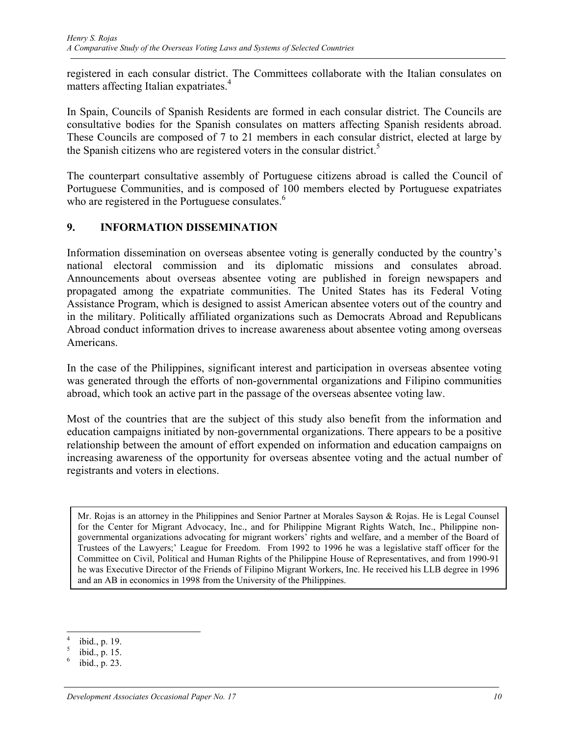registered in each consular district. The Committees collaborate with the Italian consulates on matters affecting Italian expatriates.[4]

In Spain, Councils of Spanish Residents are formed in each consular district. The Councils are consultative bodies for the Spanish consulates on matters affecting Spanish residents abroad. These Councils are composed of 7 to 21 members in each consular district, elected at large by the Spanish citizens who are registered voters in the consular district.[5]

The counterpart consultative assembly of Portuguese citizens abroad is called the Council of Portuguese Communities, and is composed of 100 members elected by Portuguese expatriates who are registered in the Portuguese consulates.[6]

## 9. INFORMATION DISSEMINATION

Information dissemination on overseas absentee voting is generally conducted by the country's national electoral commission and its diplomatic missions and consulates abroad. Announcements about overseas absentee voting are published in foreign newspapers and propagated among the expatriate communities. The United States has its Federal Voting Assistance Program, which is designed to assist American absentee voters out of the country and in the military. Politically affiliated organizations such as Democrats Abroad and Republicans Abroad conduct information drives to increase awareness about absentee voting among overseas Americans.

In the case of the Philippines, significant interest and participation in overseas absentee voting was generated through the efforts of non-governmental organizations and Filipino communities abroad, which took an active part in the passage of the overseas absentee voting law.

Most of the countries that are the subject of this study also benefit from the information and education campaigns initiated by non-governmental organizations. There appears to be a positive relationship between the amount of effort expended on information and education campaigns on increasing awareness of the opportunity for overseas absentee voting and the actual number of registrants and voters in elections.

> Mr. Rojas is an attorney in the Philippines and Senior Partner at Morales Sayson & Rojas. He is Legal Counsel for the Center for Migrant Advocacy, Inc., and for Philippine Migrant Rights Watch, Inc., Philippine non-governmental organizations advocating for migrant workers' rights and welfare, and a member of the Board of Trustees of the Lawyers;' League for Freedom. From 1992 to 1996 he was a legislative staff officer for the Committee on Civil, Political and Human Rights of the Philippine House of Representatives, and from 1990-91 he was Executive Director of the Friends of Filipino Migrant Workers, Inc. He received his LLB degree in 1996 and an AB in economics in 1998 from the University of the Philippines.

---

[4] ibid., p. 19.

[5] ibid., p. 15.

[6] ibid., p. 23.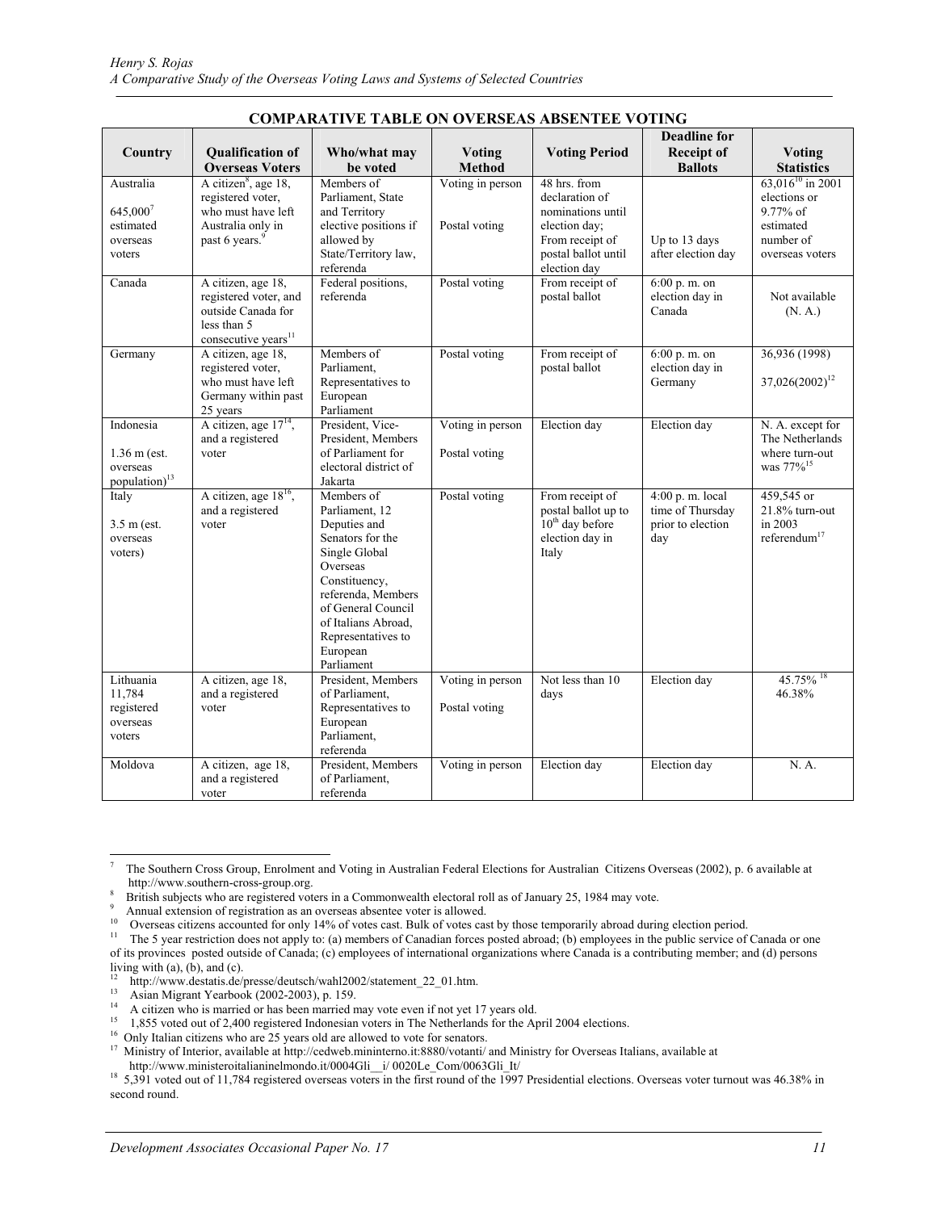**COMPARATIVE TABLE ON OVERSEAS ABSENTEE VOTING**

| Country | Qualification of Overseas Voters | Who/what may be voted | Voting Method | Voting Period | Deadline for Receipt of Ballots | Voting Statistics |
|---|---|---|---|---|---|---|
| Australia<br><br>645,000[7] estimated overseas voters | A citizen[8], age 18, registered voter, who must have left Australia only in past 6 years.[9] | Members of Parliament, State and Territory elective positions if allowed by State/Territory law, referenda | Voting in person<br><br>Postal voting | 48 hrs. from declaration of nominations until election day;<br>From receipt of postal ballot until election day | <br><br>Up to 13 days after election day | 63,016[10] in 2001 elections or 9.77% of estimated number of overseas voters |
| Canada | A citizen, age 18, registered voter, and outside Canada for less than 5 consecutive years[11] | Federal positions, referenda | Postal voting | From receipt of postal ballot | 6:00 p. m. on election day in Canada | Not available (N. A.) |
| Germany | A citizen, age 18, registered voter, who must have left Germany within past 25 years | Members of Parliament, Representatives to European Parliament | Postal voting | From receipt of postal ballot | 6:00 p. m. on election day in Germany | 36,936 (1998)<br><br>37,026(2002)[12] |
| Indonesia<br><br>1.36 m (est. overseas population)[13] | A citizen, age 17[14], and a registered voter | President, Vice-President, Members of Parliament for electoral district of Jakarta | Voting in person<br><br>Postal voting | Election day | Election day | N. A. except for The Netherlands where turn-out was 77%[15] |
| Italy<br><br>3.5 m (est. overseas voters) | A citizen, age 18[16], and a registered voter | Members of Parliament, 12 Deputies and Senators for the Single Global Overseas Constituency, referenda, Members of General Council of Italians Abroad, Representatives to European Parliament | Postal voting | From receipt of postal ballot up to 10th day before election day in Italy | 4:00 p. m. local time of Thursday prior to election day | 459,545 or 21.8% turn-out in 2003 referendum[17] |
| Lithuania 11,784 registered overseas voters | A citizen, age 18, and a registered voter | President, Members of Parliament, Representatives to European Parliament, referenda | Voting in person<br><br>Postal voting | Not less than 10 days | Election day | 45.75% [18]<br>46.38% |
| Moldova | A citizen, age 18, and a registered voter | President, Members of Parliament, referenda | Voting in person | Election day | Election day | N. A. |

---

7 The Southern Cross Group, Enrolment and Voting in Australian Federal Elections for Australian Citizens Overseas (2002), p. 6 available at http://www.southern-cross-group.org.

8 British subjects who are registered voters in a Commonwealth electoral roll as of January 25, 1984 may vote.

9 Annual extension of registration as an overseas absentee voter is allowed.

10 Overseas citizens accounted for only 14% of votes cast. Bulk of votes cast by those temporarily abroad during election period.

11 The 5 year restriction does not apply to: (a) members of Canadian forces posted abroad; (b) employees in the public service of Canada or one of its provinces posted outside of Canada; (c) employees of international organizations where Canada is a contributing member; and (d) persons living with (a), (b), and (c).

12 http://www.destatis.de/presse/deutsch/wahl2002/statement_22_01.htm.

13 Asian Migrant Yearbook (2002-2003), p. 159.

14 A citizen who is married or has been married may vote even if not yet 17 years old.

15 1,855 voted out of 2,400 registered Indonesian voters in The Netherlands for the April 2004 elections.

16 Only Italian citizens who are 25 years old are allowed to vote for senators.

17 Ministry of Interior, available at http://cedweb.mininterno.it:8880/votanti/ and Ministry for Overseas Italians, available at http://www.ministeroitalianinelmondo.it/0004Gli__i/ 0020Le_Com/0063Gli_It/

18 5,391 voted out of 11,784 registered overseas voters in the first round of the 1997 Presidential elections. Overseas voter turnout was 46.38% in second round.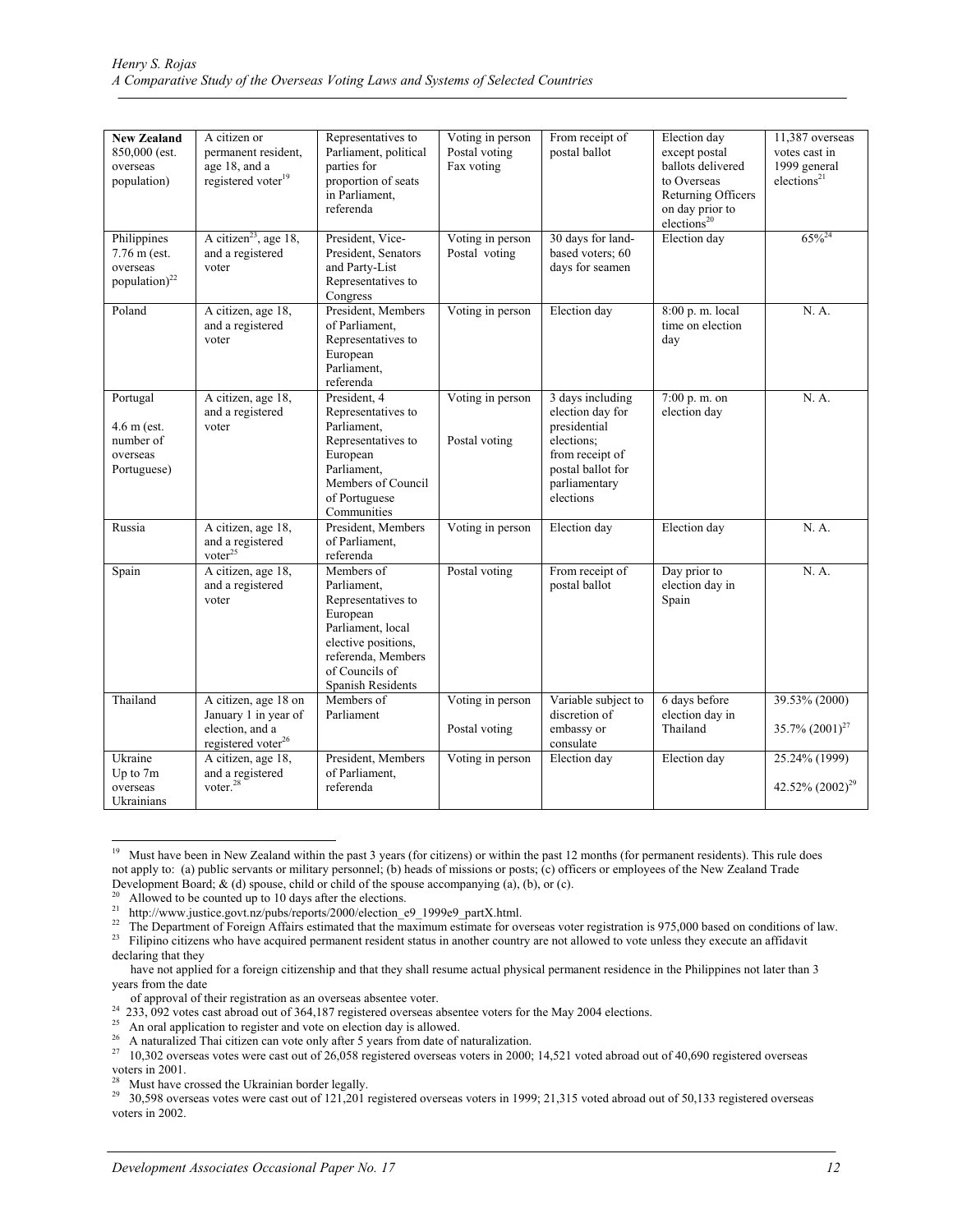| **New Zealand** 850,000 (est. overseas population) | A citizen or permanent resident, age 18, and a registered voter[19] | Representatives to Parliament, political parties for proportion of seats in Parliament, referenda | Voting in person Postal voting Fax voting | From receipt of postal ballot | Election day except postal ballots delivered to Overseas Returning Officers on day prior to elections[20] | 11,387 overseas votes cast in 1999 general elections[21] |
|---|---|---|---|---|---|---|
| Philippines 7.76 m (est. overseas population)[22] | A citizen[23], age 18, and a registered voter | President, Vice-President, Senators and Party-List Representatives to Congress | Voting in person Postal voting | 30 days for land-based voters; 60 days for seamen | Election day | 65%[24] |
| Poland | A citizen, age 18, and a registered voter | President, Members of Parliament, Representatives to European Parliament, referenda | Voting in person | Election day | 8:00 p. m. local time on election day | N. A. |
| Portugal 4.6 m (est. number of overseas Portuguese) | A citizen, age 18, and a registered voter | President, 4 Representatives to Parliament, Representatives to European Parliament, Members of Council of Portuguese Communities | Voting in person Postal voting | 3 days including election day for presidential elections; from receipt of postal ballot for parliamentary elections | 7:00 p. m. on election day | N. A. |
| Russia | A citizen, age 18, and a registered voter[25] | President, Members of Parliament, referenda | Voting in person | Election day | Election day | N. A. |
| Spain | A citizen, age 18, and a registered voter | Members of Parliament, Representatives to European Parliament, local elective positions, referenda, Members of Councils of Spanish Residents | Postal voting | From receipt of postal ballot | Day prior to election day in Spain | N. A. |
| Thailand | A citizen, age 18 on January 1 in year of election, and a registered voter[26] | Members of Parliament | Voting in person Postal voting | Variable subject to discretion of embassy or consulate | 6 days before election day in Thailand | 39.53% (2000) 35.7% (2001)[27] |
| Ukraine Up to 7m overseas Ukrainians | A citizen, age 18, and a registered voter.[28] | President, Members of Parliament, referenda | Voting in person | Election day | Election day | 25.24% (1999) 42.52% (2002)[29] |

[19] Must have been in New Zealand within the past 3 years (for citizens) or within the past 12 months (for permanent residents). This rule does not apply to: (a) public servants or military personnel; (b) heads of missions or posts; (c) officers or employees of the New Zealand Trade Development Board; & (d) spouse, child or child of the spouse accompanying (a), (b), or (c).

[20] Allowed to be counted up to 10 days after the elections.

[21] http://www.justice.govt.nz/pubs/reports/2000/election_e9_1999e9_partX.html.

[22] The Department of Foreign Affairs estimated that the maximum estimate for overseas voter registration is 975,000 based on conditions of law.

[23] Filipino citizens who have acquired permanent resident status in another country are not allowed to vote unless they execute an affidavit declaring that they have not applied for a foreign citizenship and that they shall resume actual physical permanent residence in the Philippines not later than 3 years from the date of approval of their registration as an overseas absentee voter.

[24] 233, 092 votes cast abroad out of 364,187 registered overseas absentee voters for the May 2004 elections.

[25] An oral application to register and vote on election day is allowed.

[26] A naturalized Thai citizen can vote only after 5 years from date of naturalization.

[27] 10,302 overseas votes were cast out of 26,058 registered overseas voters in 2000; 14,521 voted abroad out of 40,690 registered overseas voters in 2001.

[28] Must have crossed the Ukrainian border legally.

[29] 30,598 overseas votes were cast out of 121,201 registered overseas voters in 1999; 21,315 voted abroad out of 50,133 registered overseas voters in 2002.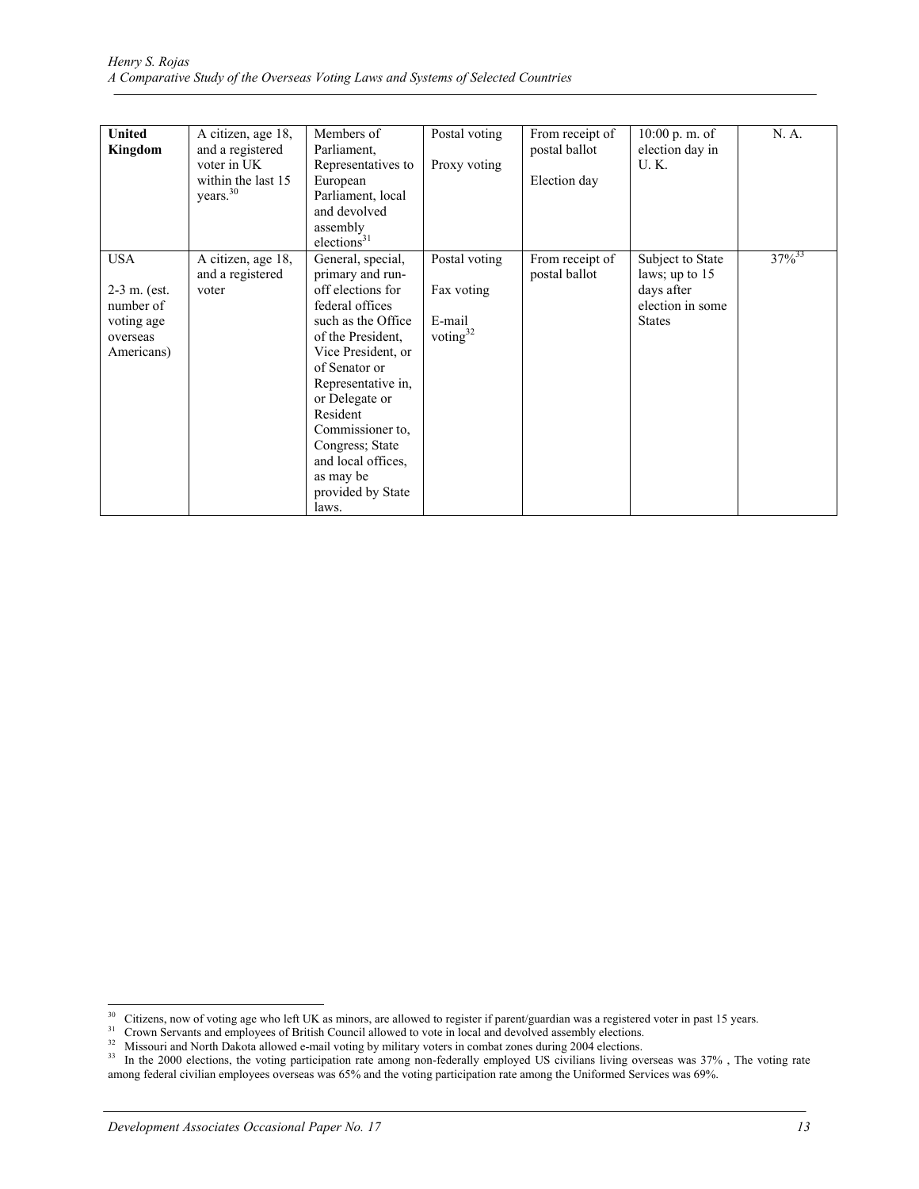| **United Kingdom** | A citizen, age 18, and a registered voter in UK within the last 15 years.[30] | Members of Parliament, Representatives to European Parliament, local and devolved assembly elections[31] | Postal voting<br><br>Proxy voting | From receipt of postal ballot<br><br>Election day | 10:00 p. m. of election day in U. K. | N. A. |
|---|---|---|---|---|---|---|
| USA<br><br>2-3 m. (est. number of voting age overseas Americans) | A citizen, age 18, and a registered voter | General, special, primary and run-off elections for federal offices such as the Office of the President, Vice President, or of Senator or Representative in, or Delegate or Resident Commissioner to, Congress; State and local offices, as may be provided by State laws. | Postal voting<br><br>Fax voting<br><br>E-mail voting[32] | From receipt of postal ballot | Subject to State laws; up to 15 days after election in some States | 37%[33] |

[30] Citizens, now of voting age who left UK as minors, are allowed to register if parent/guardian was a registered voter in past 15 years.

[31] Crown Servants and employees of British Council allowed to vote in local and devolved assembly elections.

[32] Missouri and North Dakota allowed e-mail voting by military voters in combat zones during 2004 elections.

[33] In the 2000 elections, the voting participation rate among non-federally employed US civilians living overseas was 37% , The voting rate among federal civilian employees overseas was 65% and the voting participation rate among the Uniformed Services was 69%.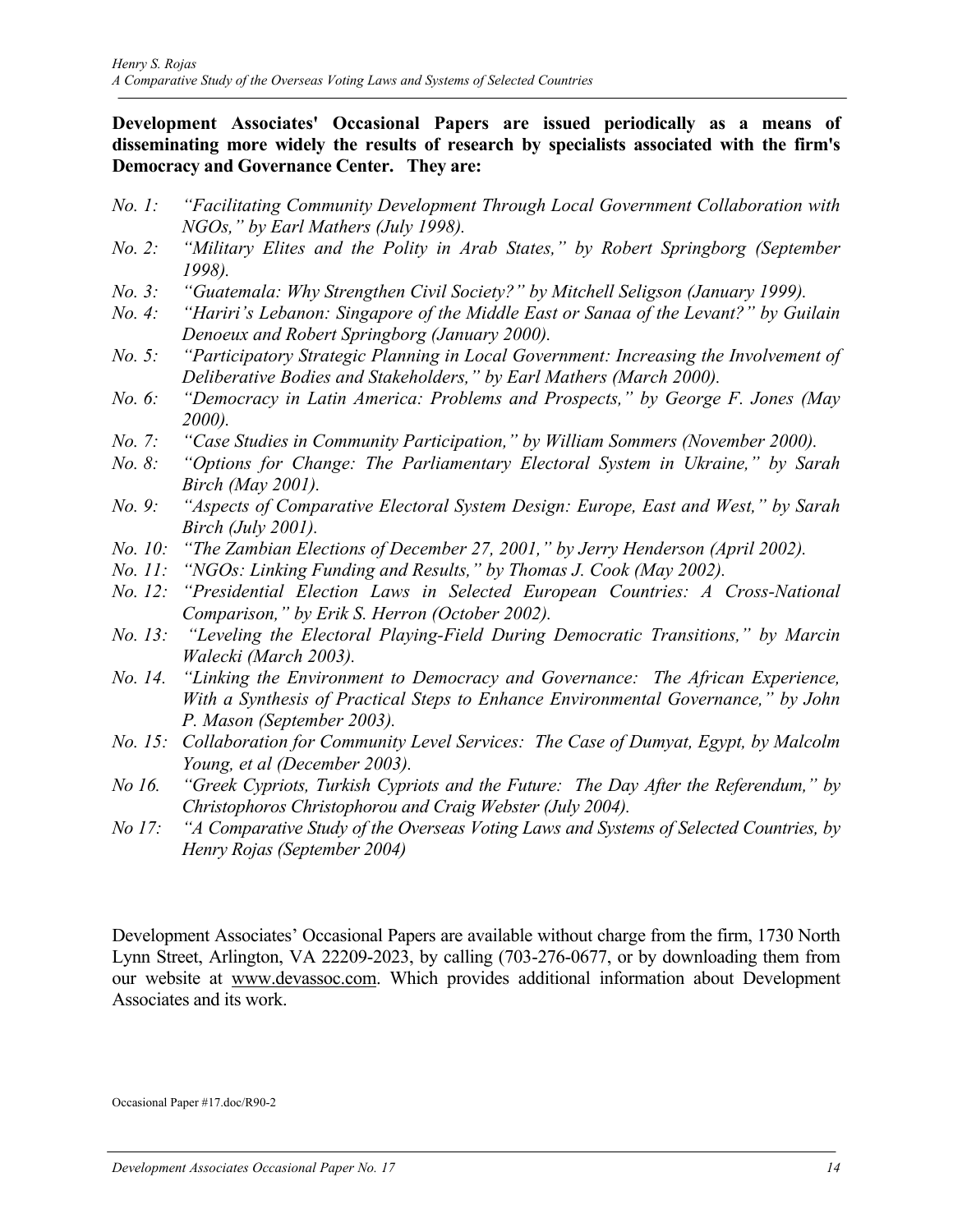**Development Associates' Occasional Papers are issued periodically as a means of disseminating more widely the results of research by specialists associated with the firm's Democracy and Governance Center. They are:**

*No. 1: "Facilitating Community Development Through Local Government Collaboration with NGOs," by Earl Mathers (July 1998).*

*No. 2: "Military Elites and the Polity in Arab States," by Robert Springborg (September 1998).*

*No. 3: "Guatemala: Why Strengthen Civil Society?" by Mitchell Seligson (January 1999).*

*No. 4: "Hariri's Lebanon: Singapore of the Middle East or Sanaa of the Levant?" by Guilain Denoeux and Robert Springborg (January 2000).*

*No. 5: "Participatory Strategic Planning in Local Government: Increasing the Involvement of Deliberative Bodies and Stakeholders," by Earl Mathers (March 2000).*

*No. 6: "Democracy in Latin America: Problems and Prospects," by George F. Jones (May 2000).*

*No. 7: "Case Studies in Community Participation," by William Sommers (November 2000).*

*No. 8: "Options for Change: The Parliamentary Electoral System in Ukraine," by Sarah Birch (May 2001).*

*No. 9: "Aspects of Comparative Electoral System Design: Europe, East and West," by Sarah Birch (July 2001).*

*No. 10: "The Zambian Elections of December 27, 2001," by Jerry Henderson (April 2002).*

*No. 11: "NGOs: Linking Funding and Results," by Thomas J. Cook (May 2002).*

*No. 12: "Presidential Election Laws in Selected European Countries: A Cross-National Comparison," by Erik S. Herron (October 2002).*

*No. 13: "Leveling the Electoral Playing-Field During Democratic Transitions," by Marcin Walecki (March 2003).*

*No. 14. "Linking the Environment to Democracy and Governance: The African Experience, With a Synthesis of Practical Steps to Enhance Environmental Governance," by John P. Mason (September 2003).*

*No. 15: Collaboration for Community Level Services: The Case of Dumyat, Egypt, by Malcolm Young, et al (December 2003).*

*No 16. "Greek Cypriots, Turkish Cypriots and the Future: The Day After the Referendum," by Christophoros Christophorou and Craig Webster (July 2004).*

*No 17: "A Comparative Study of the Overseas Voting Laws and Systems of Selected Countries, by Henry Rojas (September 2004)*

Development Associates' Occasional Papers are available without charge from the firm, 1730 North Lynn Street, Arlington, VA 22209-2023, by calling (703-276-0677, or by downloading them from our website at www.devassoc.com. Which provides additional information about Development Associates and its work.

Occasional Paper #17.doc/R90-2